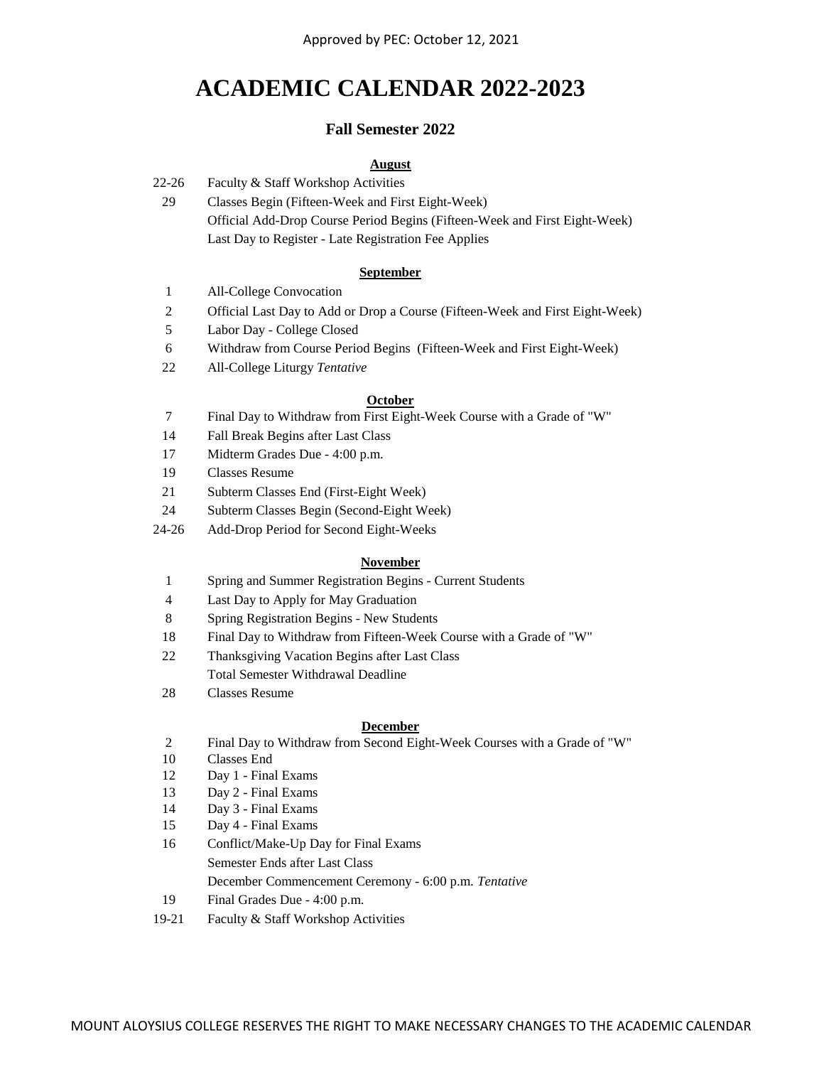Approved by PEC: October 12, 2021

# ACADEMIC CALENDAR 2022-2023

## Fall Semester 2022

### August

| | |
|---|---|
| 22-26 | Faculty & Staff Workshop Activities |
| 29 | Classes Begin (Fifteen-Week and First Eight-Week) |
| | Official Add-Drop Course Period Begins (Fifteen-Week and First Eight-Week) |
| | Last Day to Register - Late Registration Fee Applies |

### September

| | |
|---|---|
| 1 | All-College Convocation |
| 2 | Official Last Day to Add or Drop a Course (Fifteen-Week and First Eight-Week) |
| 5 | Labor Day - College Closed |
| 6 | Withdraw from Course Period Begins (Fifteen-Week and First Eight-Week) |
| 22 | All-College Liturgy *Tentative* |

### October

| | |
|---|---|
| 7 | Final Day to Withdraw from First Eight-Week Course with a Grade of "W" |
| 14 | Fall Break Begins after Last Class |
| 17 | Midterm Grades Due - 4:00 p.m. |
| 19 | Classes Resume |
| 21 | Subterm Classes End (First-Eight Week) |
| 24 | Subterm Classes Begin (Second-Eight Week) |
| 24-26 | Add-Drop Period for Second Eight-Weeks |

### November

| | |
|---|---|
| 1 | Spring and Summer Registration Begins - Current Students |
| 4 | Last Day to Apply for May Graduation |
| 8 | Spring Registration Begins - New Students |
| 18 | Final Day to Withdraw from Fifteen-Week Course with a Grade of "W" |
| 22 | Thanksgiving Vacation Begins after Last Class |
| | Total Semester Withdrawal Deadline |
| 28 | Classes Resume |

### December

| | |
|---|---|
| 2 | Final Day to Withdraw from Second Eight-Week Courses with a Grade of "W" |
| 10 | Classes End |
| 12 | Day 1 - Final Exams |
| 13 | Day 2 - Final Exams |
| 14 | Day 3 - Final Exams |
| 15 | Day 4 - Final Exams |
| 16 | Conflict/Make-Up Day for Final Exams |
| | Semester Ends after Last Class |
| | December Commencement Ceremony - 6:00 p.m. *Tentative* |
| 19 | Final Grades Due - 4:00 p.m. |
| 19-21 | Faculty & Staff Workshop Activities |

MOUNT ALOYSIUS COLLEGE RESERVES THE RIGHT TO MAKE NECESSARY CHANGES TO THE ACADEMIC CALENDAR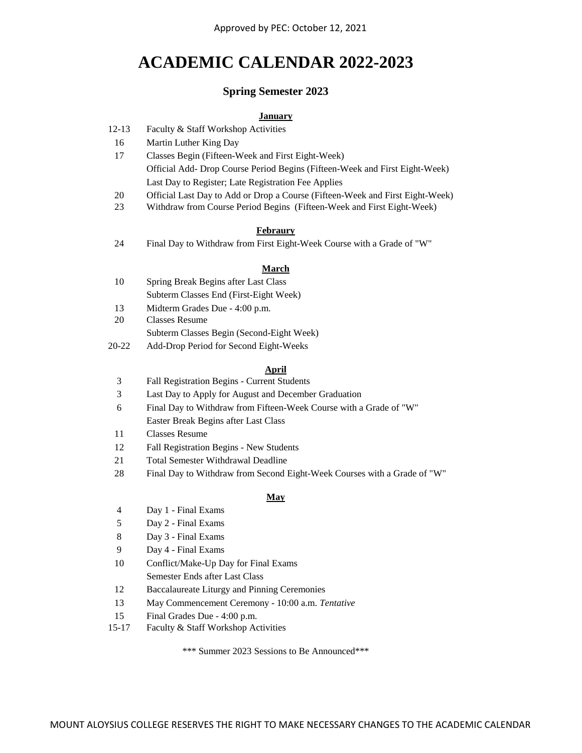Approved by PEC: October 12, 2021

# ACADEMIC CALENDAR 2022-2023

## Spring Semester 2023

### January

| | |
|---|---|
| 12-13 | Faculty & Staff Workshop Activities |
| 16 | Martin Luther King Day |
| 17 | Classes Begin (Fifteen-Week and First Eight-Week) |
| | Official Add- Drop Course Period Begins (Fifteen-Week and First Eight-Week) |
| | Last Day to Register; Late Registration Fee Applies |
| 20 | Official Last Day to Add or Drop a Course (Fifteen-Week and First Eight-Week) |
| 23 | Withdraw from Course Period Begins (Fifteen-Week and First Eight-Week) |

### Febraury

| | |
|---|---|
| 24 | Final Day to Withdraw from First Eight-Week Course with a Grade of "W" |

### March

| | |
|---|---|
| 10 | Spring Break Begins after Last Class |
| | Subterm Classes End (First-Eight Week) |
| 13 | Midterm Grades Due - 4:00 p.m. |
| 20 | Classes Resume |
| | Subterm Classes Begin (Second-Eight Week) |
| 20-22 | Add-Drop Period for Second Eight-Weeks |

### April

| | |
|---|---|
| 3 | Fall Registration Begins - Current Students |
| 3 | Last Day to Apply for August and December Graduation |
| 6 | Final Day to Withdraw from Fifteen-Week Course with a Grade of "W" |
| | Easter Break Begins after Last Class |
| 11 | Classes Resume |
| 12 | Fall Registration Begins - New Students |
| 21 | Total Semester Withdrawal Deadline |
| 28 | Final Day to Withdraw from Second Eight-Week Courses with a Grade of "W" |

### May

| | |
|---|---|
| 4 | Day 1 - Final Exams |
| 5 | Day 2 - Final Exams |
| 8 | Day 3 - Final Exams |
| 9 | Day 4 - Final Exams |
| 10 | Conflict/Make-Up Day for Final Exams |
| | Semester Ends after Last Class |
| 12 | Baccalaureate Liturgy and Pinning Ceremonies |
| 13 | May Commencement Ceremony - 10:00 a.m. *Tentative* |
| 15 | Final Grades Due - 4:00 p.m. |
| 15-17 | Faculty & Staff Workshop Activities |

*** Summer 2023 Sessions to Be Announced***

MOUNT ALOYSIUS COLLEGE RESERVES THE RIGHT TO MAKE NECESSARY CHANGES TO THE ACADEMIC CALENDAR